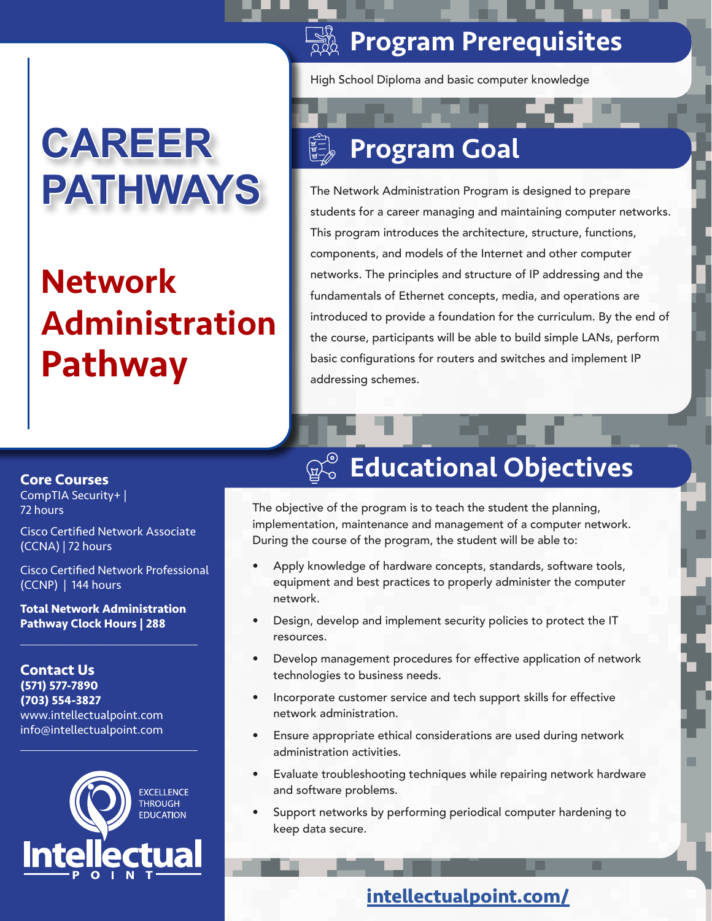# CAREER PATHWAYS

## Network Administration Pathway

### Core Courses

CompTIA Security+ | 72 hours

Cisco Certified Network Associate (CCNA) | 72 hours

Cisco Certified Network Professional (CCNP) | 144 hours

**Total Network Administration Pathway Clock Hours | 288**

### Contact Us

**(571) 577-7890**
**(703) 554-3827**
www.intellectualpoint.com
info@intellectualpoint.com

EXCELLENCE THROUGH EDUCATION

Intellectual POINT

## Program Prerequisites

High School Diploma and basic computer knowledge

## Program Goal

The Network Administration Program is designed to prepare students for a career managing and maintaining computer networks. This program introduces the architecture, structure, functions, components, and models of the Internet and other computer networks. The principles and structure of IP addressing and the fundamentals of Ethernet concepts, media, and operations are introduced to provide a foundation for the curriculum. By the end of the course, participants will be able to build simple LANs, perform basic configurations for routers and switches and implement IP addressing schemes.

## Educational Objectives

The objective of the program is to teach the student the planning, implementation, maintenance and management of a computer network. During the course of the program, the student will be able to:

- Apply knowledge of hardware concepts, standards, software tools, equipment and best practices to properly administer the computer network.
- Design, develop and implement security policies to protect the IT resources.
- Develop management procedures for effective application of network technologies to business needs.
- Incorporate customer service and tech support skills for effective network administration.
- Ensure appropriate ethical considerations are used during network administration activities.
- Evaluate troubleshooting techniques while repairing network hardware and software problems.
- Support networks by performing periodical computer hardening to keep data secure.

intellectualpoint.com/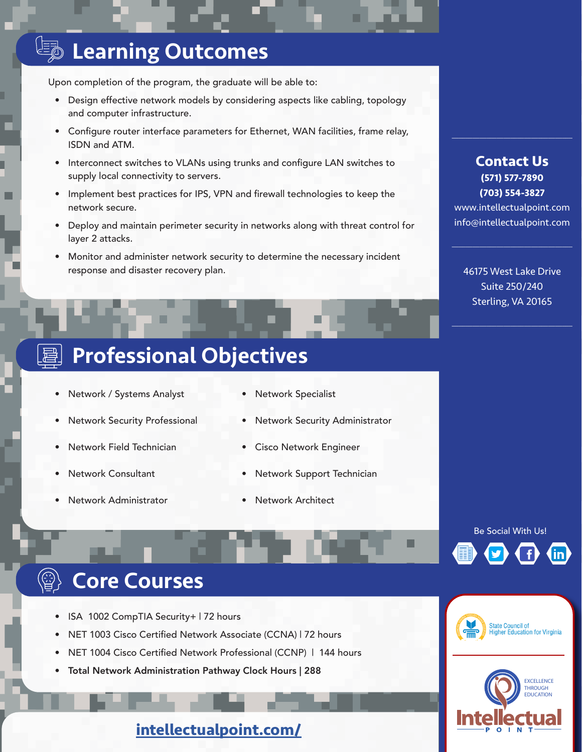## Learning Outcomes

Upon completion of the program, the graduate will be able to:

- Design effective network models by considering aspects like cabling, topology and computer infrastructure.
- Configure router interface parameters for Ethernet, WAN facilities, frame relay, ISDN and ATM.
- Interconnect switches to VLANs using trunks and configure LAN switches to supply local connectivity to servers.
- Implement best practices for IPS, VPN and firewall technologies to keep the network secure.
- Deploy and maintain perimeter security in networks along with threat control for layer 2 attacks.
- Monitor and administer network security to determine the necessary incident response and disaster recovery plan.

## Professional Objectives

- Network / Systems Analyst
- Network Security Professional
- Network Field Technician
- Network Consultant
- Network Administrator
- Network Specialist
- Network Security Administrator
- Cisco Network Engineer
- Network Support Technician
- Network Architect

## Core Courses

- ISA 1002 CompTIA Security+ | 72 hours
- NET 1003 Cisco Certified Network Associate (CCNA) | 72 hours
- NET 1004 Cisco Certified Network Professional (CCNP) | 144 hours
- **Total Network Administration Pathway Clock Hours | 288**

intellectualpoint.com/

## Contact Us

**(571) 577-7890**
**(703) 554-3827**
www.intellectualpoint.com
info@intellectualpoint.com

46175 West Lake Drive
Suite 250/240
Sterling, VA 20165

Be Social With Us!

State Council of Higher Education for Virginia

Intellectual Point
EXCELLENCE THROUGH EDUCATION